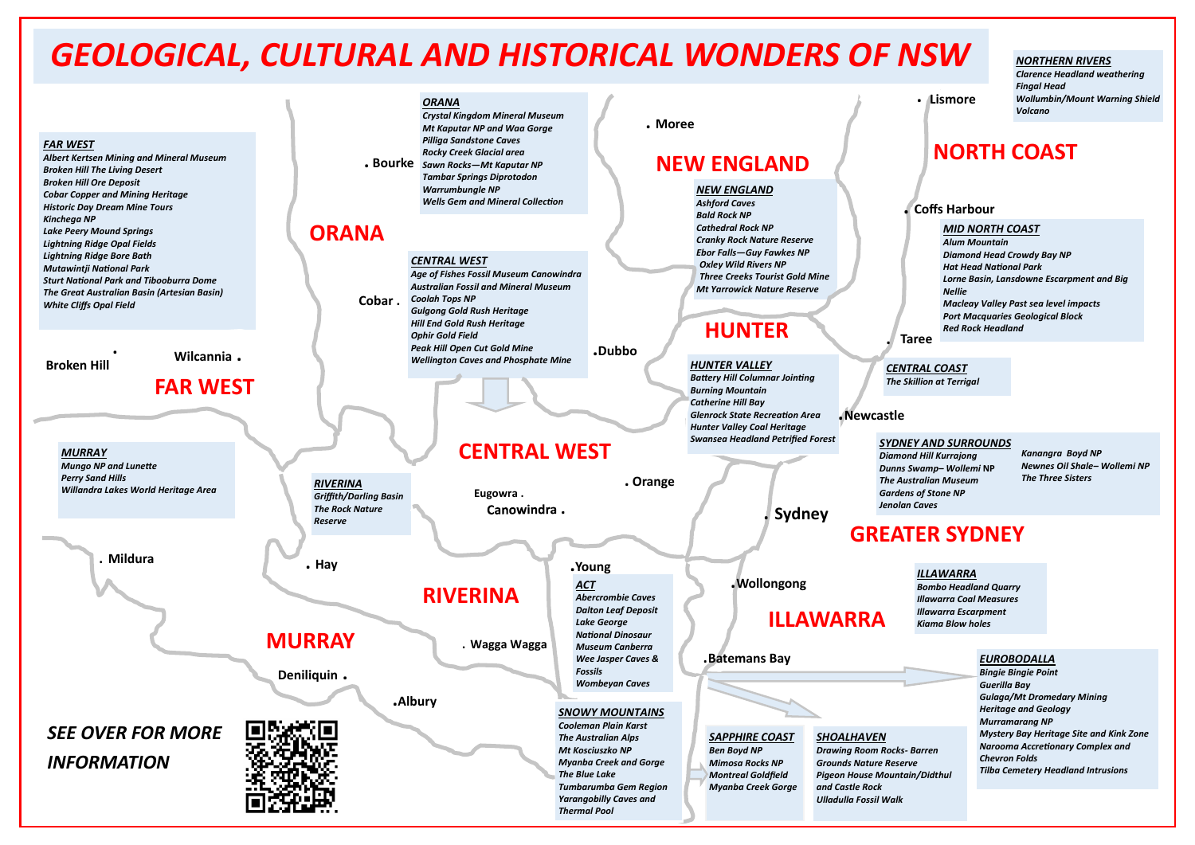# GEOLOGICAL, CULTURAL AND HISTORICAL WONDERS OF NSW

### NORTHERN RIVERS
- Clarence Headland weathering
- Fingal Head
- Wollumbin/Mount Warning Shield Volcano

### FAR WEST
- Albert Kertsen Mining and Mineral Museum
- Broken Hill The Living Desert
- Broken Hill Ore Deposit
- Cobar Copper and Mining Heritage
- Historic Day Dream Mine Tours
- Kinchega NP
- Lake Peery Mound Springs
- Lightning Ridge Opal Fields
- Lightning Ridge Bore Bath
- Mutawintji National Park
- Sturt National Park and Tibooburra Dome
- The Great Australian Basin (Artesian Basin)
- White Cliffs Opal Field

### ORANA
- Crystal Kingdom Mineral Museum
- Mt Kaputar NP and Waa Gorge
- Pilliga Sandstone Caves
- Rocky Creek Glacial area
- Sawn Rocks—Mt Kaputar NP
- Tambar Springs Diprotodon
- Warrumbungle NP
- Wells Gem and Mineral Collection

### NEW ENGLAND
- Ashford Caves
- Bald Rock NP
- Cathedral Rock NP
- Cranky Rock Nature Reserve
- Ebor Falls—Guy Fawkes NP
- Oxley Wild Rivers NP
- Three Creeks Tourist Gold Mine
- Mt Yarrowick Nature Reserve

### MID NORTH COAST
- Alum Mountain
- Diamond Head Crowdy Bay NP
- Hat Head National Park
- Lorne Basin, Lansdowne Escarpment and Big Nellie
- Macleay Valley Past sea level impacts
- Port Macquaries Geological Block
- Red Rock Headland

### CENTRAL WEST
- Age of Fishes Fossil Museum Canowindra
- Australian Fossil and Mineral Museum
- Coolah Tops NP
- Gulgong Gold Rush Heritage
- Hill End Gold Rush Heritage
- Ophir Gold Field
- Peak Hill Open Cut Gold Mine
- Wellington Caves and Phosphate Mine

### HUNTER VALLEY
- Battery Hill Columnar Jointing
- Burning Mountain
- Catherine Hill Bay
- Glenrock State Recreation Area
- Hunter Valley Coal Heritage
- Swansea Headland Petrified Forest

### CENTRAL COAST
- The Skillion at Terrigal

### MURRAY
- Mungo NP and Lunette
- Perry Sand Hills
- Willandra Lakes World Heritage Area

### RIVERINA
- Griffith/Darling Basin
- The Rock Nature Reserve

### SYDNEY AND SURROUNDS
- Diamond Hill Kurrajong
- Dunns Swamp– Wollemi NP
- The Australian Museum
- Gardens of Stone NP
- Jenolan Caves
- Kanangra Boyd NP
- Newnes Oil Shale– Wollemi NP
- The Three Sisters

### ACT
- Abercrombie Caves
- Dalton Leaf Deposit
- Lake George
- National Dinosaur Museum Canberra
- Wee Jasper Caves & Fossils
- Wombeyan Caves

### ILLAWARRA
- Bombo Headland Quarry
- Illawarra Coal Measures
- Illawarra Escarpment
- Kiama Blow holes

### EUROBODALLA
- Bingie Bingie Point
- Guerilla Bay
- Gulaga/Mt Dromedary Mining Heritage and Geology
- Murramarang NP
- Mystery Bay Heritage Site and Kink Zone
- Narooma Accretionary Complex and Chevron Folds
- Tilba Cemetery Headland Intrusions

### SNOWY MOUNTAINS
- Cooleman Plain Karst
- The Australian Alps
- Mt Kosciuszko NP
- Myanba Creek and Gorge
- The Blue Lake
- Tumbarumba Gem Region
- Yarangobilly Caves and Thermal Pool

### SAPPHIRE COAST
- Ben Boyd NP
- Mimosa Rocks NP
- Montreal Goldfield
- Myanba Creek Gorge

### SHOALHAVEN
- Drawing Room Rocks- Barren Grounds Nature Reserve
- Pigeon House Mountain/Didthul and Castle Rock
- Ulladulla Fossil Walk

**SEE OVER FOR MORE INFORMATION**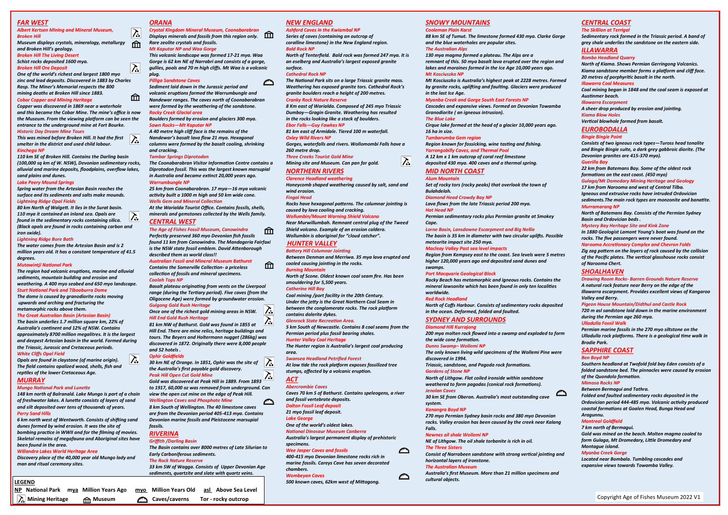## FAR WEST

### Albert Kertsen Mining and Mineral Museum, Broken Hill
*Museum displays crystals, mineralogy, metallurgy and Broken Hill's geology.*

### Broken Hill The Living Desert
*Schist rocks deposited 1600 mya.*

### Broken Hill Ore Deposit
*One of the world's richest and largest 1800 myo zinc and lead deposits. Discovered in 1883 by Charles Rasp. The Miner's Memorial respects the 800 mining deaths at Broken Hill since 1883.*

### Cobar Copper and Mining Heritage
*Copper was discovered in 1869 near a waterhole and this became the Cobar Mine. The mine's office is now the Museum. From the viewing platform can be seen the entrance to the underground mine at Fort Bourke.*

### Historic Day Dream Mine Tours
*This was mined before Broken Hill. It had the first smelter in the district and used child labour.*

### Kinchega NP
*110 km SE of Broken Hill. Contains the Darling basin (100,000 sq km of W. NSW), Devonian sedimentary rocks, alluvial and marine deposits, floodplains, overflow lakes, sand plains and dunes.*

### Lake Peery Mound Springs
*Spring water from the Artesian Basin reaches the surface and its sediments and salts make mounds.*

### Lightning Ridge Opal Fields
*80 km North of Walgett. It lies in the Surat basin. 110 mya it contained an inland sea. Opals are found in the sedimentary rocks containing silica. (Black opals are found in rocks containing carbon and iron oxide).*

### Lightning Ridge Bore Bath
*The water comes from the Artesian Basin and is 2 million years old. It has a constant temperature of 41.5 degrees.*

### Mutawintji National Park
*The region had volcanic eruptions, marine and alluvial sediments, mountain building and erosion and weathering. A 400 myo seabed and 650 myo landscape.*

### Sturt National Park and Tibooburra Dome
*The dome is caused by granodiorite rocks moving upwards and arching and fracturing the metamorphic rocks above them.*

### The Great Australian Basin (Artesian Basin)
*The basin underlies 1.7 million square km, 22% of Australia's continent and 12% of NSW. Contains approximately 8700 million megalitres. It is the largest and deepest Artesian basin in the world. Formed during the Triassic, Jurassic and Cretaceous periods.*

### White Cliffs Opal Field
*Opals are found in claystone (of marine origin). The field contains opalized wood, shells, fish and reptiles of the lower Cretaceous Age.*

## MURRAY

### Mungo National Park and Lunette
*148 km north of Balranald. Lake Mungo is part of a chain of freshwater lakes. A lunette consists of layers of sand and silt deposited over tens of thousands of years.*

### Perry Sand Hills
*6 km north west of Wentworth. Consists of shifting sand dunes formed by wind erosion. It was the site of bombing practice in WWII and for the filming of movies. Skeletal remains of megafauna and Aboriginal sites have been found in the area.*

### Willandra Lakes World Heritage Area
*Discovery place of the 40,000 year old Mungo lady and man and ritual ceremony sites.*

## ORANA

### Crystal Kingdom Mineral Museum, Coonabarabran
*Displays minerals and fossils from this region only. Rare zeolite crystals and fossils.*

### Mt Kaputar NP and Waa Gorge
*This volcanic landscape was formed 17-21 mya. Waa Gorge is 62 km NE of Narrabri and consists of a gorge, gullies, pools and 70 m high cliffs. Mt Waa is a volcanic plug.*

### Pilliga Sandstone Caves
*Sediment laid down in the Jurassic period and volcanic eruptions formed the Warrumbungle and Nandewar ranges. The caves north of Coonabarabran were formed by the weathering of the sandstone.*

### Rocky Creek Glacial area
*Boulders formed by erosion and glaciers 300 mya.*

### Sawn Rocks—Mt Kaputar NP
*A 40 metre high cliff face is the remains of the Nandewar's basalt lava flow 21 mya. Hexagonal columns were formed by the basalt cooling, shrinking and cracking.*

### Tambar Springs Diprotodon
*The Coonabarabran Visitor Information Centre contains a Diprotodon fossil. This was the largest known marsupial in Australia and become extinct 20,000 years ago.*

### Warrumbungle NP
*25 km from Coonabarabran. 17 mya—16 mya volcanic activity built a 1000 m high and 50 km wide cone.*

### Wells Gem and Mineral Collection
*At the Warialda Tourist Office. Contains fossils, shells, minerals and gemstones collected by the Wells family.*

## CENTRAL WEST

### The Age of Fishes Fossil Museum, Canowindra
*Perfectly preserved 360 myo Devonian fish fossils found 11 km from Canowindra. The Mandageria Fairfaxi is the NSW state fossil emblem. David Attenborough described them as world class!!*

### Australian Fossil and Mineral Museum Bathurst
*Contains the Somerville Collection- a priceless collection of fossils and mineral specimens.*

### Coolah Tops NP
*Basalt plateau originating from vents on the Liverpool range (during the Tertiary period). Five caves (from the Oligocene Age) were formed by groundwater erosion.*

### Gulgong Gold Rush Heritage
*Once one of the richest gold mining areas in NSW.*

### Hill End Gold Rush Heritage
*81 km NW of Bathurst. Gold was found in 1855 at Hill End. There are mine relics, heritage buildings and tours. The Beyers and Holtermann nugget (286kg) was discovered in 1872. Originally there were 8,000 people and 52 hotels .*

### Ophir Goldfields
*30 km NE of Orange. In 1851, Ophir was the site of the Australia's first payable gold discovery.*

### Peak Hill Open Cut Gold Mine
*Gold was discovered at Peak Hill in 1889. From 1893 to 1917, 60,000 oz was removed from underground. Can view the open cut mine on the edge of Peak Hill.*

### Wellington Caves and Phosphate Mine
*8 km South of Wellington. The 40 limestone caves are from the Devonian period 405-413 mya. Contains Devonian marine fossils and Pleistocene marsupial fossils.*

## RIVERINA

### Griffith /Darling Basin
*The Basin contains over 8000 metres of Late Silurian to Early Carboniferous sediments.*

### The Rock Nature Reserve
*33 km SW of Wagga. Consists of Upper Devonian Age sediments, quartzite and slate with quartz veins.*

## NEW ENGLAND

### Ashford Caves in the Kwiambal NP
*Series of caves (containing an outcrop of coralline limestone) in the New England region.*

### Bald Rock NP
*North of Tenterfield. Bald rock was formed 247 mya. It is an eselberg and Australia's largest exposed granite surface.*

### Cathedral Rock NP
*The National Park sits on a large Triassic granite mass. Weathering has exposed granite tors. Cathedral Rock's granite boulders reach a height of 200 metres.*

### Cranky Rock Nature Reserve
*8 Km east of Warialda. Composed of 245 myo Triassic Dumboy—Gragin Granite. Weathering has resulted in the rocks looking like a stack of boulders.*

### Ebor Falls—Guy Fawkes NP
*81 km east of Armidale. Tiered 100 m waterfall.*

### Oxley Wild Rivers NP
*Gorges, waterfalls and rivers. Wollomombi Falls have a 260 metre drop.*

### Three Creeks Tourist Gold Mine
*Mining site and Museum. Can pan for gold.*

## NORTHERN RIVERS

### Clarence Headland weathering
*Honeycomb shaped weathering caused by salt, sand and wind erosion.*

### Fingal Head
*Rocks have hexagonal patterns. The columnar jointing is caused by lava cooling and cracking.*

### Wollumbin/Mount Warning Shield Volcano
*Near Murwillumbah. Remnant central plug of the Tweed Shield volcano. Example of an erosion caldera. Wollumbin is aboriginal for "cloud catcher".*

## HUNTER VALLEY

### Battery Hill Columnar Jointing
*Between Denman and Merriwa. 35 mya lava erupted and cooled causing jointing in the rocks.*

### Burning Mountain
*North of Scone. Oldest known coal seam fire. Has been smouldering for 5,500 years.*

### Catherine Hill Bay
*Coal mining /port facility in the 20th Century. Under the jetty is the Great Northern Coal Seam in between the conglomerate rocks. The rock platform contains dolerite dykes.*

### Glenrock State Recreation Area.
*5 km South of Newcastle. Contains 8 coal seams from the Permian period plus fossil bearing shales.*

### Hunter Valley Coal Heritage
*The Hunter region is Australia's largest coal producing area.*

### Swansea Headland Petrified Forest
*At low tide the rock platform exposes fossilized tree stumps, affected by a volcanic eruption.*

## ACT

### Abercrombie Caves
*Caves 70 km S of Bathurst. Contains speleogens, a river and fossil vertebrate deposits.*

### Dalton Fossil Leaf deposit
*21 myo fossil leaf deposit.*

### Lake George
*One of the world's oldest lakes.*

### National Dinosaur Museum Canberra
*Australia's largest permanent display of prehistoric specimens.*

### Wee Jasper Caves and fossils
*400-415 myo Devonian limestone rocks rich in marine fossils. Careys Cave has seven decorated chambers.*

### Wombeyan Caves
*500 known caves, 62km west of Mittagong.*

## SNOWY MOUNTAINS

### Cooleman Plain Karst
*88 km SE of Tumut. The limestone formed 430 mya. Clarke Gorge and the blue waterholes are popular sites.*

### The Australian Alps
*130 mya magma formed a plateau. The Alps are a remnant of this. 50 mya basalt lava erupted over the region and lakes and moraines formed in the Ice Age 10,000 years ago.*

### Mt Kosciuszko NP
*Mt Kosciuszko is Australia's highest peak at 2228 metres. Formed by granite rocks, uplifting and faulting. Glaciers were produced in the last Ice Age.*

### Myanba Creek and Gorge South East Forests NP
*Cascades and expansive views. Formed on Devonian Towamba Granodiorite ( an igneous intrusion).*

### The Blue Lake
*Cirque lake formed at the head of a glacier 10,000 years ago. 16 ha in size.*

### Tumbarumba Gem region
*Region known for fossicking, wine tasting and fishing.*

### Yarrongobilly Caves, and Thermal Pool
*A 12 km x 1 km outcrop of coral reef limestone deposited 430 mya. 400 caves and a thermal spring.*

## MID NORTH COAST

### Alum Mountain
*Set of rocky tors (rocky peaks) that overlook the town of Bulahdelah.*

### Diamond Head Crowdy Bay NP
*Lava flows from the late Triassic period 200 mya.*

### Hat Head NP
*Permian sedimentary rocks plus Permian granite at Smokey Cape.*

### Lorne Basin, Lansdowne Escarpment and Big Nellie
*The basin is 35 km in diameter with two circular uplifts. Possible meteorite impact site 250 mya.*

### Macleay Valley Past sea level impacts
*Region from Kempsey east to the coast. Sea levels were 5 metres higher 120,000 years ago and deposited sand dunes and swamps.*

### Port Macquarie Geological Block
*Rocky Beach has metamorphic and igneous rocks. Contains the mineral lawsonite which has been found in only ten localities worldwide.*

### Red Rock Headland
*North of Coffs Harbour. Consists of sedimentary rocks deposited in the ocean. Deformed, folded and faulted.*

## SYDNEY AND SURROUNDS

### Diamond Hill Kurrajong
*200 mya molten rock flowed into a swamp and exploded to form the wide cone formation.*

### Dunns Swamp– Wollemi NP
*The only known living wild specimens of the Wollemi Pine were discovered in 1994.*

*Triassic, sandstone, and Pagoda rock formations.*

### Gardens of Stone NP
*North of Lithgow. Flat coiled ironside within sandstone weathered to form pagodas (conical rock formations).*

### Jenolan Caves
*30 km SE from Oberon. Australia's most outstanding cave system.*

### Kanangra Boyd NP
*270 myo Permian Sydney basin rocks and 380 myo Devonian rocks. Valley erosion has been caused by the creek near Kalang Falls.*

### Newnes oil shale Wollemi NP
*NE of Lithgow. The oil shale torbanite is rich in oil.*

### The Three Sisters
*Consist of Narrabeen sandstone with strong vertical jointing and horizontal layers of ironstone.*

### The Australian Museum
*Australia's first Museum. More than 21 million specimens and cultural objects.*

## CENTRAL COAST

### The Skillion at Terrigal
*Sedimentary rock formed in the Triassic period. A band of grey shale underlies the sandstone on the eastern side.*

## ILLAWARRA

### Bombo Headland Quarry
*North of Kiama. Shows Permian Gerringong Volcanics. Kiama sandstone member forms a platform and cliff face. 20 metres of porphyritic basalt in the north.*

### Illawarra Coal Measures
*Coal mining began in 1848 and the coal seam is exposed at Austinmer beach.*

### Illawarra Escarpment
*A sheer drop produced by erosion and jointing.*

### Kiama Blow Holes
*Vertical blowhole formed from basalt.*

## EUROBODALLA

### Bingie Bingie Point
*Consists of two igneous rock types—Tuross head tonalite and Bingie Bingie suite, a dark grey gabbroic diorite. (The Devonian granites are 415-370 myo).*

### Guerilla Bay
*22 km from Batemans Bay. Some of the oldest rock formations on the east coast. (450 myo)*

### Gulaga/Mt Domedary Mining Heritage and Geology
*17 km from Narooma and west of Central Tilba. Igneous and extrusive rocks have intruded Ordovician sediments.The main rock types are monzonite and banatite.*

### Murramarang NP
*North of Batemans Bay. Consists of the Permian Sydney Basin and Ordovician beds .*

### Mystery Bay Heritage Site and Kink Zone
*In 1880 Geologist Lamont Young's boat was found on the rocks. The five passengers were never found.*

### Narooma Accretionary Complex and Chevron Folds
*Zig zag pattern on the layers of rock caused by the collision of the Pacific plates. The vertical glasshouse rocks consist of Narooma Chert.*

## SHOALHAVEN

### Drawing Room Rocks- Barren Grounds Nature Reserve
*A natural rock feature near Berry on the edge of the Illawarra escarpment. Provides excellent views of Kangaroo Valley and Berry.*

### Pigeon House Mountain/Didthul and Castle Rock
*720 m asl sandstone laid down in the marine environment during the Permian age 260 mya.*

### Ulladulla Fossil Walk
*Permian marine fossils in the 270 myo siltstone on the Ulladulla rock platforms. There is a geological time walk in Brodie Park.*

## SAPPHIRE COAST

### Ben Boyd NP
*Southern headland at Twofold fold bay Eden consists of a folded sandstone bed. The pinnacles were caused by erosion of the Quondolo formation.*

### Mimosa Rocks NP
*Between Bermagui and Tathra. Folded and faulted sedimentary rocks deposited in the Ordovician period 444-485 mya. Volcanic activity produced coastal formations at Goalen Head, Bunga Head and Aragunnu.*

### Montreal Goldfield
*7 km north of Bermagui. Gold was mined on the beach. Molten magma cooled to form Gulaga, Mt Dromedary, Little Dromedary and Montague island.*

### Myanba Creek Gorge
*Located near Bombala. Tumbling cascades and expansive views towards Towamba Valley.*

---

**LEGEND**

**NP** National Park | **mya** Million Years Ago | **myo** Million Years Old | **asl** Above Sea Level

Mining Heritage | Museum | Caves/caverns | Tor - rocky outcrop

Copyright Age of Fishes Museum 2022 V1